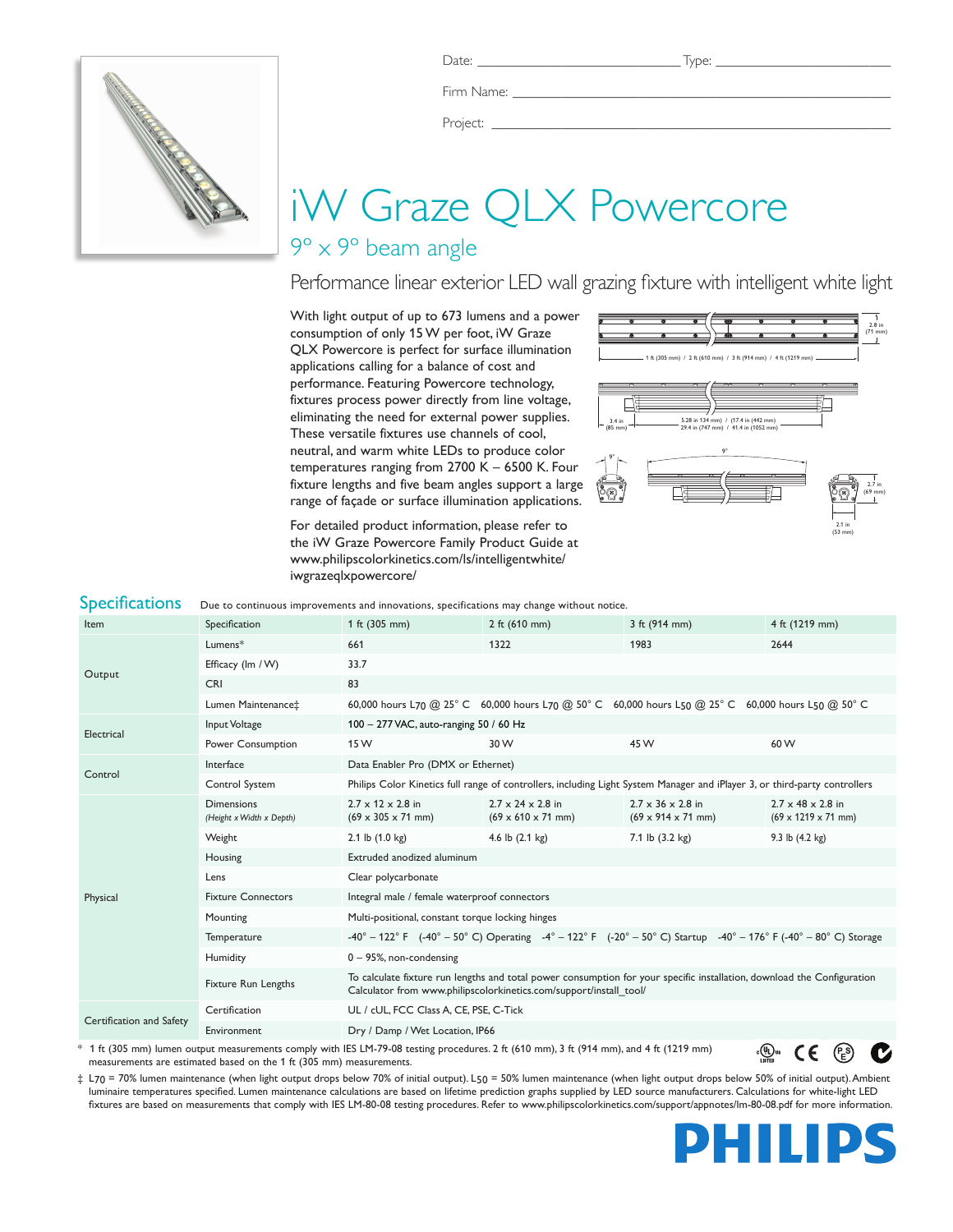Date: ______________________ Type: ______________________

Firm Name: ______________________

Project: ______________________

# iW Graze QLX Powercore

## 9° x 9° beam angle

### Performance linear exterior LED wall grazing fixture with intelligent white light

With light output of up to 673 lumens and a power consumption of only 15 W per foot, iW Graze QLX Powercore is perfect for surface illumination applications calling for a balance of cost and performance. Featuring Powercore technology, fixtures process power directly from line voltage, eliminating the need for external power supplies. These versatile fixtures use channels of cool, neutral, and warm white LEDs to produce color temperatures ranging from 2700 K – 6500 K. Four fixture lengths and five beam angles support a large range of façade or surface illumination applications.

For detailed product information, please refer to the iW Graze Powercore Family Product Guide at www.philipscolorkinetics.com/ls/intelligentwhite/iwgrazeqlxpowercore/

2.8 in (71 mm)

1 ft (305 mm) / 2 ft (610 mm) / 3 ft (914 mm) / 4 ft (1219 mm)

3.4 in (85 mm)

5.28 in 134 mm) / (17.4 in (442 mm) 29.4 in (747 mm) / 41.4 in (1052 mm)

9°

9°

2.7 in (69 mm)

2.1 in (53 mm)

## Specifications

Due to continuous improvements and innovations, specifications may change without notice.

| Item | Specification | 1 ft (305 mm) | 2 ft (610 mm) | 3 ft (914 mm) | 4 ft (1219 mm) |
|---|---|---|---|---|---|
| Output | Lumens* | 661 | 1322 | 1983 | 2644 |
| | Efficacy (lm / W) | 33.7 | | | |
| | CRI | 83 | | | |
| | Lumen Maintenance‡ | 60,000 hours $L_{70}$ @ 25° C | 60,000 hours $L_{70}$ @ 50° C | 60,000 hours $L_{50}$ @ 25° C | 60,000 hours $L_{50}$ @ 50° C |
| Electrical | Input Voltage | 100 – 277 VAC, auto-ranging 50 / 60 Hz | | | |
| | Power Consumption | 15 W | 30 W | 45 W | 60 W |
| Control | Interface | Data Enabler Pro (DMX or Ethernet) | | | |
| | Control System | Philips Color Kinetics full range of controllers, including Light System Manager and iPlayer 3, or third-party controllers | | | |
| Physical | Dimensions *(Height x Width x Depth)* | 2.7 x 12 x 2.8 in (69 x 305 x 71 mm) | 2.7 x 24 x 2.8 in (69 x 610 x 71 mm) | 2.7 x 36 x 2.8 in (69 x 914 x 71 mm) | 2.7 x 48 x 2.8 in (69 x 1219 x 71 mm) |
| | Weight | 2.1 lb (1.0 kg) | 4.6 lb (2.1 kg) | 7.1 lb (3.2 kg) | 9.3 lb (4.2 kg) |
| | Housing | Extruded anodized aluminum | | | |
| | Lens | Clear polycarbonate | | | |
| | Fixture Connectors | Integral male / female waterproof connectors | | | |
| | Mounting | Multi-positional, constant torque locking hinges | | | |
| | Temperature | -40° – 122° F (-40° – 50° C) Operating -4° – 122° F (-20° – 50° C) Startup -40° – 176° F (-40° – 80° C) Storage | | | |
| | Humidity | 0 – 95%, non-condensing | | | |
| | Fixture Run Lengths | To calculate fixture run lengths and total power consumption for your specific installation, download the Configuration Calculator from www.philipscolorkinetics.com/support/install_tool/ | | | |
| Certification and Safety | Certification | UL / cUL, FCC Class A, CE, PSE, C-Tick | | | |
| | Environment | Dry / Damp / Wet Location, IP66 | | | |

\* 1 ft (305 mm) lumen output measurements comply with IES LM-79-08 testing procedures. 2 ft (610 mm), 3 ft (914 mm), and 4 ft (1219 mm) measurements are estimated based on the 1 ft (305 mm) measurements.

‡ $L_{70}$ = 70% lumen maintenance (when light output drops below 70% of initial output). $L_{50}$ = 50% lumen maintenance (when light output drops below 50% of initial output). Ambient luminaire temperatures specified. Lumen maintenance calculations are based on lifetime prediction graphs supplied by LED source manufacturers. Calculations for white-light LED fixtures are based on measurements that comply with IES LM-80-08 testing procedures. Refer to www.philipscolorkinetics.com/support/appnotes/lm-80-08.pdf for more information.

PHILIPS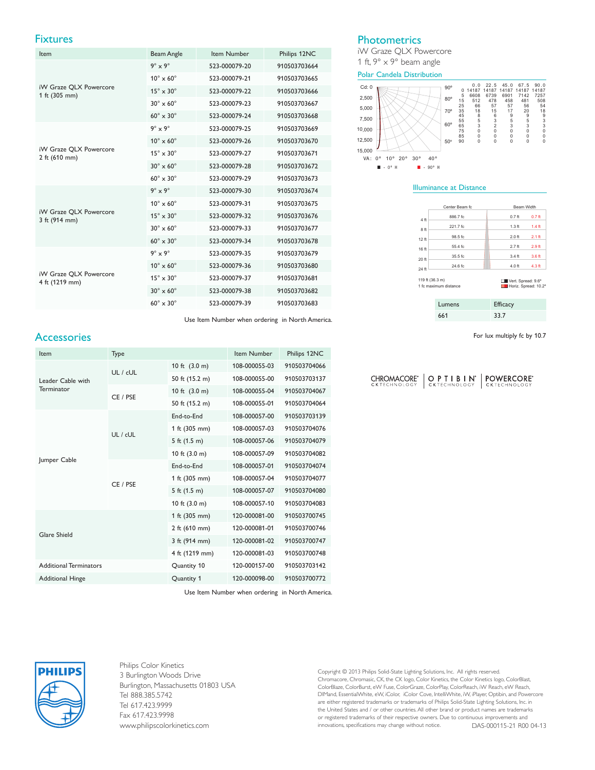## Fixtures

| Item | Beam Angle | Item Number | Philips 12NC |
|---|---|---|---|
| iW Graze QLX Powercore 1 ft (305 mm) | 9° x 9° | 523-000079-20 | 910503703664 |
| | 10° x 60° | 523-000079-21 | 910503703665 |
| | 15° x 30° | 523-000079-22 | 910503703666 |
| | 30° x 60° | 523-000079-23 | 910503703667 |
| | 60° x 30° | 523-000079-24 | 910503703668 |
| iW Graze QLX Powercore 2 ft (610 mm) | 9° x 9° | 523-000079-25 | 910503703669 |
| | 10° x 60° | 523-000079-26 | 910503703670 |
| | 15° x 30° | 523-000079-27 | 910503703671 |
| | 30° x 60° | 523-000079-28 | 910503703672 |
| | 60° x 30° | 523-000079-29 | 910503703673 |
| iW Graze QLX Powercore 3 ft (914 mm) | 9° x 9° | 523-000079-30 | 910503703674 |
| | 10° x 60° | 523-000079-31 | 910503703675 |
| | 15° x 30° | 523-000079-32 | 910503703676 |
| | 30° x 60° | 523-000079-33 | 910503703677 |
| | 60° x 30° | 523-000079-34 | 910503703678 |
| iW Graze QLX Powercore 4 ft (1219 mm) | 9° x 9° | 523-000079-35 | 910503703679 |
| | 10° x 60° | 523-000079-36 | 910503703680 |
| | 15° x 30° | 523-000079-37 | 910503703681 |
| | 30° x 60° | 523-000079-38 | 910503703682 |
| | 60° x 30° | 523-000079-39 | 910503703683 |

Use Item Number when ordering in North America.

## Accessories

| Item | Type | | Item Number | Philips 12NC |
|---|---|---|---|---|
| Leader Cable with Terminator | UL / cUL | 10 ft (3.0 m) | 108-000055-03 | 910503704066 |
| | | 50 ft (15.2 m) | 108-000055-00 | 910503703137 |
| | CE / PSE | 10 ft (3.0 m) | 108-000055-04 | 910503704067 |
| | | 50 ft (15.2 m) | 108-000055-01 | 910503704064 |
| Jumper Cable | UL / cUL | End-to-End | 108-000057-00 | 910503703139 |
| | | 1 ft (305 mm) | 108-000057-03 | 910503704076 |
| | | 5 ft (1.5 m) | 108-000057-06 | 910503704079 |
| | | 10 ft (3.0 m) | 108-000057-09 | 910503704082 |
| | CE / PSE | End-to-End | 108-000057-01 | 910503704074 |
| | | 1 ft (305 mm) | 108-000057-04 | 910503704077 |
| | | 5 ft (1.5 m) | 108-000057-07 | 910503704080 |
| | | 10 ft (3.0 m) | 108-000057-10 | 910503704083 |
| Glare Shield | | 1 ft (305 mm) | 120-000081-00 | 910503700745 |
| | | 2 ft (610 mm) | 120-000081-01 | 910503700746 |
| | | 3 ft (914 mm) | 120-000081-02 | 910503700747 |
| | | 4 ft (1219 mm) | 120-000081-03 | 910503700748 |
| Additional Terminators | | Quantity 10 | 120-000157-00 | 910503703142 |
| Additional Hinge | | Quantity 1 | 120-000098-00 | 910503700772 |

Use Item Number when ordering in North America.

## Photometrics

iW Graze QLX Powercore

1 ft, 9° x 9° beam angle

### Polar Candela Distribution

Cd: 0
2,500
5,000
7,500
10,000
12,500
15,000
VA: 0° 10° 20° 30° 40°
90° 80° 70° 60° 50°
■ - 0° H ■ - 90° H

| | 0.0 | 22.5 | 45.0 | 67.5 | 90.0 |
|---|---|---|---|---|---|
| 0 | 14187 | 14187 | 14187 | 14187 | 14187 |
| 5 | 6608 | 6739 | 6901 | 7142 | 7257 |
| 15 | 512 | 478 | 458 | 481 | 508 |
| 25 | 66 | 57 | 57 | 56 | 54 |
| 35 | 18 | 15 | 17 | 20 | 18 |
| 45 | 8 | 6 | 9 | 9 | 9 |
| 55 | 5 | 3 | 5 | 5 | 3 |
| 65 | 3 | 2 | 3 | 3 | 3 |
| 75 | 0 | 0 | 0 | 0 | 0 |
| 85 | 0 | 0 | 0 | 0 | 0 |
| 90 | 0 | 0 | 0 | 0 | 0 |

### Illuminance at Distance

Center Beam fc
Beam Width

4 ft 886.7 fc 0.7 ft 0.7 ft
8 ft 221.7 fc 1.3 ft 1.4 ft
12 ft 98.5 fc 2.0 ft 2.1 ft
16 ft 55.4 fc 2.7 ft 2.9 ft
20 ft 35.5 fc 3.4 ft 3.6 ft
24 ft 24.6 fc 4.0 ft 4.3 ft

119 ft (36.3 m)
1 fc maximum distance

Vert. Spread: 9.6°
Horiz. Spread: 10.2°

| Lumens | Efficacy |
|---|---|
| 661 | 33.7 |

For lux multiply fc by 10.7

CHROMACORE® CK TECHNOLOGY | OPTIBIN® CK TECHNOLOGY | POWERCORE® CK TECHNOLOGY

PHILIPS

Philips Color Kinetics
3 Burlington Woods Drive
Burlington, Massachusetts 01803 USA
Tel 888.385.5742
Tel 617.423.9999
Fax 617.423.9998
www.philipscolorkinetics.com

Copyright © 2013 Philips Solid-State Lighting Solutions, Inc. All rights reserved. Chromacore, Chromasic, CK, the CK logo, Color Kinetics, the Color Kinetics logo, ColorBlast, ColorBlaze, ColorBurst, eW Fuse, ColorGraze, ColorPlay, ColorReach, iW Reach, eW Reach, DIMand, EssentialWhite, eW, iColor, iColor Cove, IntelliWhite, iW, iPlayer, Optibin, and Powercore are either registered trademarks or trademarks of Philips Solid-State Lighting Solutions, Inc. in the United States and / or other countries. All other brand or product names are trademarks or registered trademarks of their respective owners. Due to continuous improvements and innovations, specifications may change without notice.

DAS-000115-21 R00 04-13